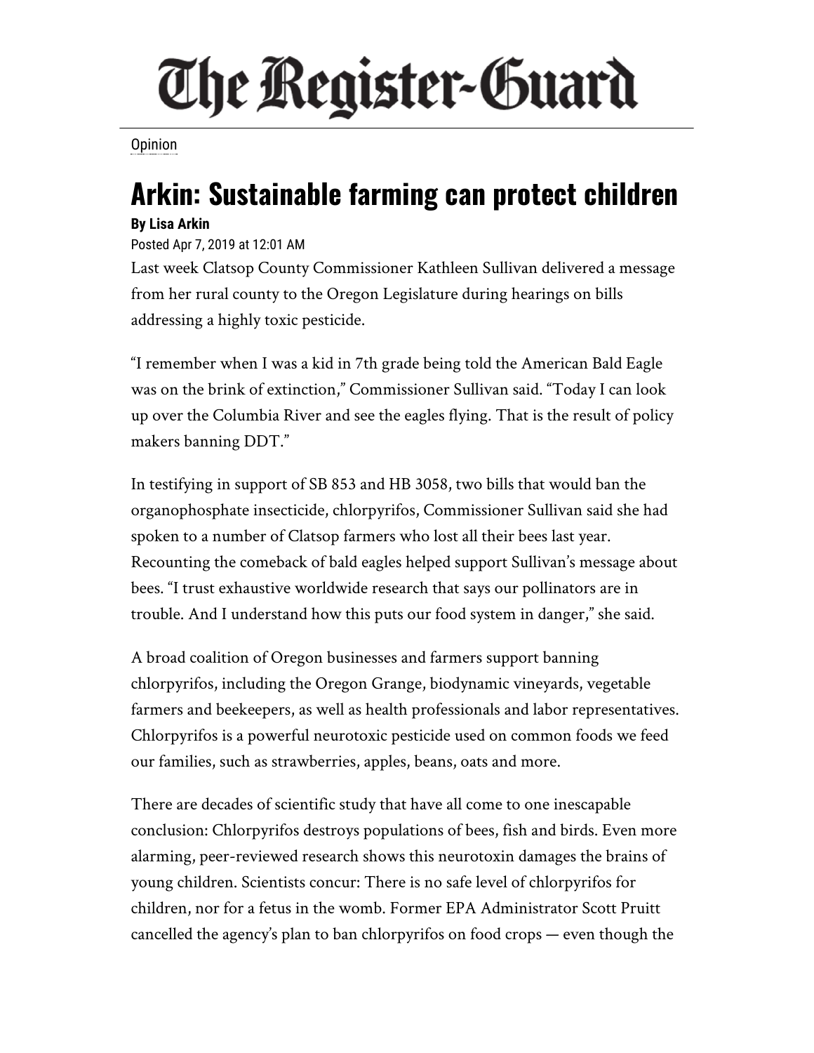# The Register-Guard

Opinion

## Arkin: Sustainable farming can protect children

**By Lisa Arkin**

Posted Apr 7, 2019 at 12:01 AM

Last week Clatsop County Commissioner Kathleen Sullivan delivered a message from her rural county to the Oregon Legislature during hearings on bills addressing a highly toxic pesticide.

"I remember when I was a kid in 7th grade being told the American Bald Eagle was on the brink of extinction," Commissioner Sullivan said. "Today I can look up over the Columbia River and see the eagles flying. That is the result of policy makers banning DDT."

In testifying in support of SB 853 and HB 3058, two bills that would ban the organophosphate insecticide, chlorpyrifos, Commissioner Sullivan said she had spoken to a number of Clatsop farmers who lost all their bees last year. Recounting the comeback of bald eagles helped support Sullivan's message about bees. "I trust exhaustive worldwide research that says our pollinators are in trouble. And I understand how this puts our food system in danger," she said.

A broad coalition of Oregon businesses and farmers support banning chlorpyrifos, including the Oregon Grange, biodynamic vineyards, vegetable farmers and beekeepers, as well as health professionals and labor representatives. Chlorpyrifos is a powerful neurotoxic pesticide used on common foods we feed our families, such as strawberries, apples, beans, oats and more.

There are decades of scientific study that have all come to one inescapable conclusion: Chlorpyrifos destroys populations of bees, fish and birds. Even more alarming, peer-reviewed research shows this neurotoxin damages the brains of young children. Scientists concur: There is no safe level of chlorpyrifos for children, nor for a fetus in the womb. Former EPA Administrator Scott Pruitt cancelled the agency's plan to ban chlorpyrifos on food crops — even though the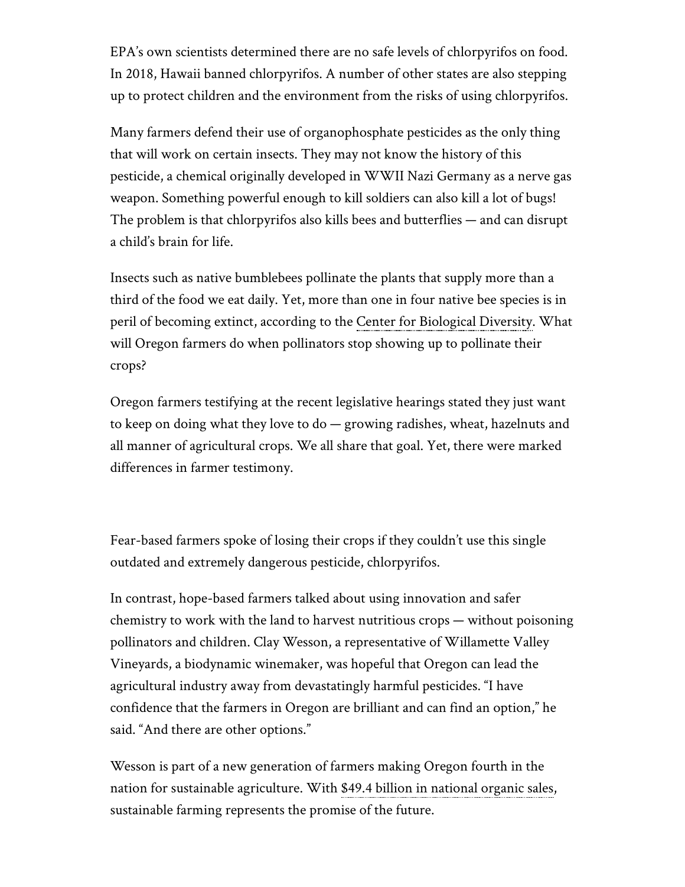EPA's own scientists determined there are no safe levels of chlorpyrifos on food. In 2018, Hawaii banned chlorpyrifos. A number of other states are also stepping up to protect children and the environment from the risks of using chlorpyrifos.

Many farmers defend their use of organophosphate pesticides as the only thing that will work on certain insects. They may not know the history of this pesticide, a chemical originally developed in WWII Nazi Germany as a nerve gas weapon. Something powerful enough to kill soldiers can also kill a lot of bugs! The problem is that chlorpyrifos also kills bees and butterflies — and can disrupt a child's brain for life.

Insects such as native bumblebees pollinate the plants that supply more than a third of the food we eat daily. Yet, more than one in four native bee species is in peril of becoming extinct, according to the Center for Biological Diversity. What will Oregon farmers do when pollinators stop showing up to pollinate their crops?

Oregon farmers testifying at the recent legislative hearings stated they just want to keep on doing what they love to do — growing radishes, wheat, hazelnuts and all manner of agricultural crops. We all share that goal. Yet, there were marked differences in farmer testimony.

Fear-based farmers spoke of losing their crops if they couldn't use this single outdated and extremely dangerous pesticide, chlorpyrifos.

In contrast, hope-based farmers talked about using innovation and safer chemistry to work with the land to harvest nutritious crops — without poisoning pollinators and children. Clay Wesson, a representative of Willamette Valley Vineyards, a biodynamic winemaker, was hopeful that Oregon can lead the agricultural industry away from devastatingly harmful pesticides. "I have confidence that the farmers in Oregon are brilliant and can find an option," he said. "And there are other options."

Wesson is part of a new generation of farmers making Oregon fourth in the nation for sustainable agriculture. With $49.4 billion in national organic sales, sustainable farming represents the promise of the future.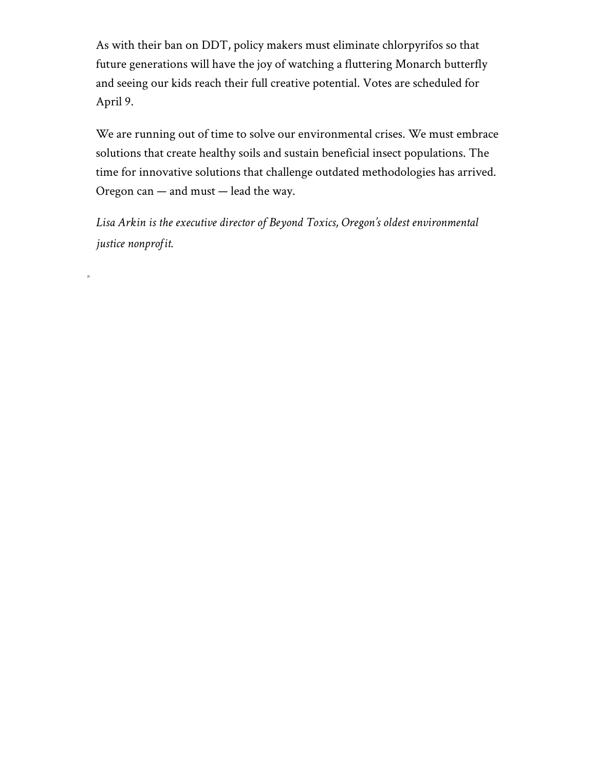As with their ban on DDT, policy makers must eliminate chlorpyrifos so that future generations will have the joy of watching a fluttering Monarch butterfly and seeing our kids reach their full creative potential. Votes are scheduled for April 9.

We are running out of time to solve our environmental crises. We must embrace solutions that create healthy soils and sustain beneficial insect populations. The time for innovative solutions that challenge outdated methodologies has arrived. Oregon can — and must — lead the way.

*Lisa Arkin is the executive director of Beyond Toxics, Oregon's oldest environmental justice nonprofit.*